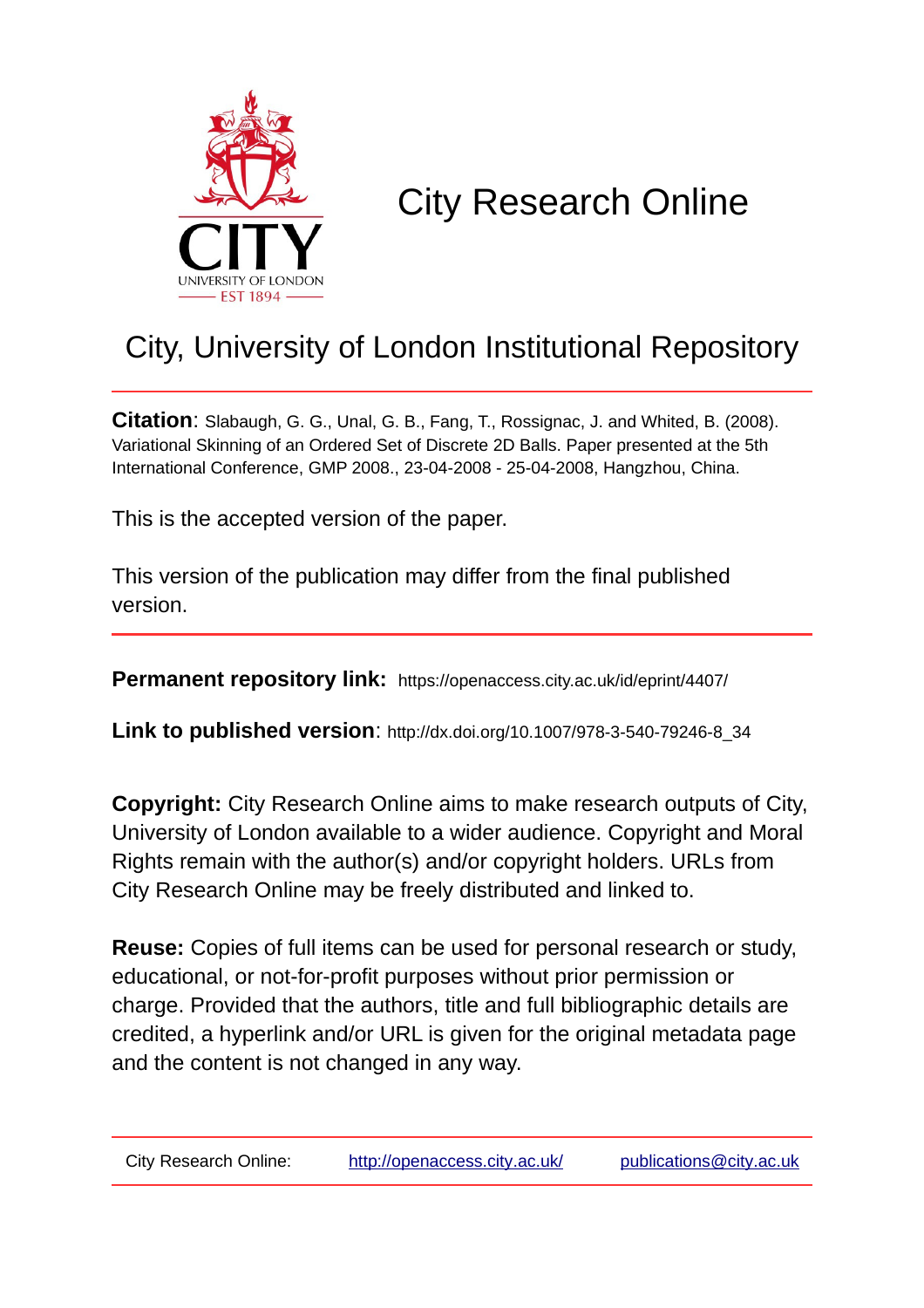# City Research Online

## City, University of London Institutional Repository

**Citation**: Slabaugh, G. G., Unal, G. B., Fang, T., Rossignac, J. and Whited, B. (2008). Variational Skinning of an Ordered Set of Discrete 2D Balls. Paper presented at the 5th International Conference, GMP 2008., 23-04-2008 - 25-04-2008, Hangzhou, China.

This is the accepted version of the paper.

This version of the publication may differ from the final published version.

**Permanent repository link:** https://openaccess.city.ac.uk/id/eprint/4407/

**Link to published version**: http://dx.doi.org/10.1007/978-3-540-79246-8_34

**Copyright:** City Research Online aims to make research outputs of City, University of London available to a wider audience. Copyright and Moral Rights remain with the author(s) and/or copyright holders. URLs from City Research Online may be freely distributed and linked to.

**Reuse:** Copies of full items can be used for personal research or study, educational, or not-for-profit purposes without prior permission or charge. Provided that the authors, title and full bibliographic details are credited, a hyperlink and/or URL is given for the original metadata page and the content is not changed in any way.

City Research Online: http://openaccess.city.ac.uk/ publications@city.ac.uk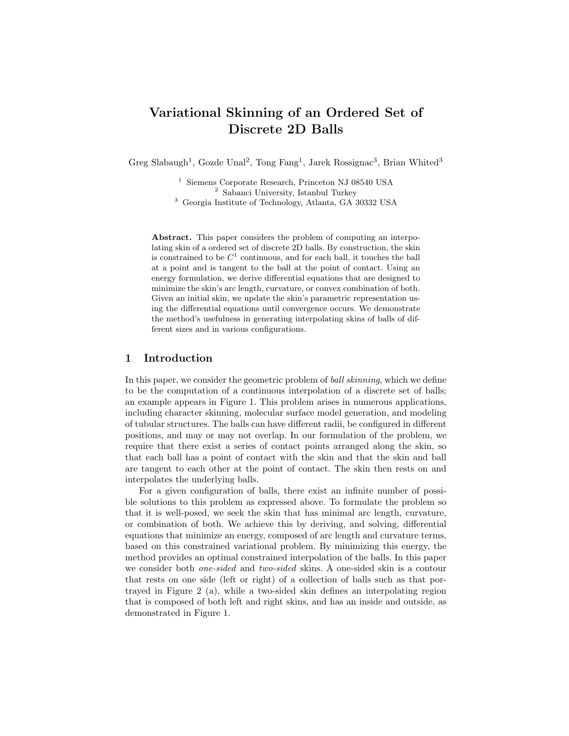# Variational Skinning of an Ordered Set of Discrete 2D Balls

Greg Slabaugh[1], Gozde Unal[2], Tong Fang[1], Jarek Rossignac[3], Brian Whited[3]

[1] Siemens Corporate Research, Princeton NJ 08540 USA
[2] Sabanci University, Istanbul Turkey
[3] Georgia Institute of Technology, Atlanta, GA 30332 USA

**Abstract.** This paper considers the problem of computing an interpolating skin of a ordered set of discrete 2D balls. By construction, the skin is constrained to be $C^1$ continuous, and for each ball, it touches the ball at a point and is tangent to the ball at the point of contact. Using an energy formulation, we derive differential equations that are designed to minimize the skin's arc length, curvature, or convex combination of both. Given an initial skin, we update the skin's parametric representation using the differential equations until convergence occurs. We demonstrate the method's usefulness in generating interpolating skins of balls of different sizes and in various configurations.

## 1 Introduction

In this paper, we consider the geometric problem of *ball skinning*, which we define to be the computation of a continuous interpolation of a discrete set of balls; an example appears in Figure 1. This problem arises in numerous applications, including character skinning, molecular surface model generation, and modeling of tubular structures. The balls can have different radii, be configured in different positions, and may or may not overlap. In our formulation of the problem, we require that there exist a series of contact points arranged along the skin, so that each ball has a point of contact with the skin and that the skin and ball are tangent to each other at the point of contact. The skin then rests on and interpolates the underlying balls.

For a given configuration of balls, there exist an infinite number of possible solutions to this problem as expressed above. To formulate the problem so that it is well-posed, we seek the skin that has minimal arc length, curvature, or combination of both. We achieve this by deriving, and solving, differential equations that minimize an energy, composed of arc length and curvature terms, based on this constrained variational problem. By minimizing this energy, the method provides an optimal constrained interpolation of the balls. In this paper we consider both *one-sided* and *two-sided* skins. A one-sided skin is a contour that rests on one side (left or right) of a collection of balls such as that portrayed in Figure 2 (a), while a two-sided skin defines an interpolating region that is composed of both left and right skins, and has an inside and outside, as demonstrated in Figure 1.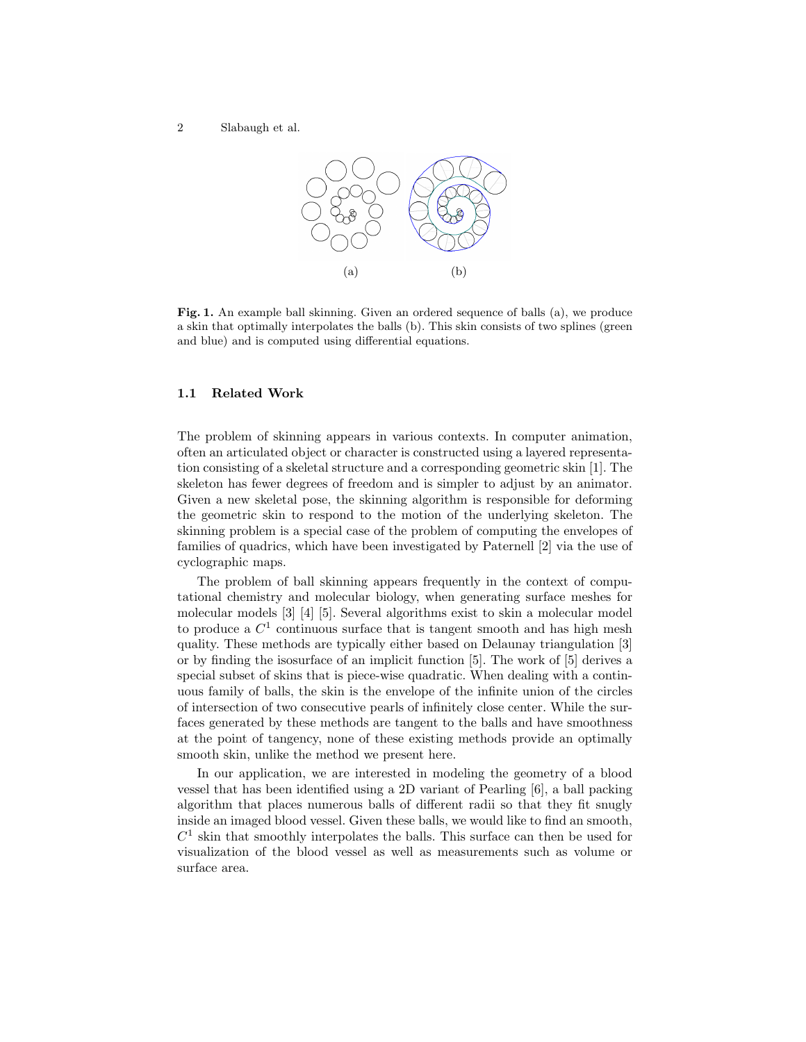(a) (b)

**Fig. 1.** An example ball skinning. Given an ordered sequence of balls (a), we produce a skin that optimally interpolates the balls (b). This skin consists of two splines (green and blue) and is computed using differential equations.

### 1.1 Related Work

The problem of skinning appears in various contexts. In computer animation, often an articulated object or character is constructed using a layered representation consisting of a skeletal structure and a corresponding geometric skin [1]. The skeleton has fewer degrees of freedom and is simpler to adjust by an animator. Given a new skeletal pose, the skinning algorithm is responsible for deforming the geometric skin to respond to the motion of the underlying skeleton. The skinning problem is a special case of the problem of computing the envelopes of families of quadrics, which have been investigated by Paternell [2] via the use of cyclographic maps.

The problem of ball skinning appears frequently in the context of computational chemistry and molecular biology, when generating surface meshes for molecular models [3] [4] [5]. Several algorithms exist to skin a molecular model to produce a $C^1$ continuous surface that is tangent smooth and has high mesh quality. These methods are typically either based on Delaunay triangulation [3] or by finding the isosurface of an implicit function [5]. The work of [5] derives a special subset of skins that is piece-wise quadratic. When dealing with a continuous family of balls, the skin is the envelope of the infinite union of the circles of intersection of two consecutive pearls of infinitely close center. While the surfaces generated by these methods are tangent to the balls and have smoothness at the point of tangency, none of these existing methods provide an optimally smooth skin, unlike the method we present here.

In our application, we are interested in modeling the geometry of a blood vessel that has been identified using a 2D variant of Pearling [6], a ball packing algorithm that places numerous balls of different radii so that they fit snugly inside an imaged blood vessel. Given these balls, we would like to find an smooth, $C^1$ skin that smoothly interpolates the balls. This surface can then be used for visualization of the blood vessel as well as measurements such as volume or surface area.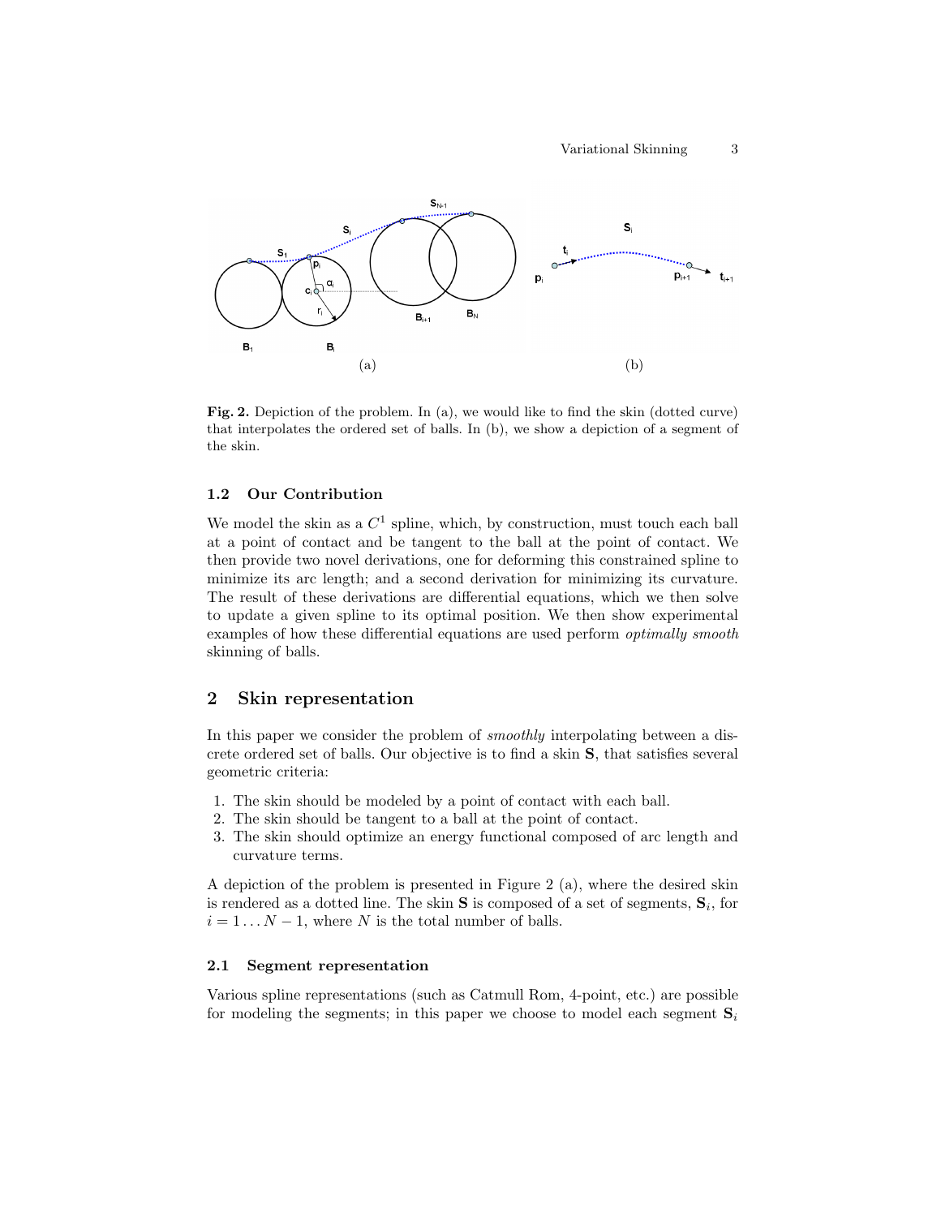**Fig. 2.** Depiction of the problem. In (a), we would like to find the skin (dotted curve) that interpolates the ordered set of balls. In (b), we show a depiction of a segment of the skin.

### 1.2 Our Contribution

We model the skin as a $C^1$ spline, which, by construction, must touch each ball at a point of contact and be tangent to the ball at the point of contact. We then provide two novel derivations, one for deforming this constrained spline to minimize its arc length; and a second derivation for minimizing its curvature. The result of these derivations are differential equations, which we then solve to update a given spline to its optimal position. We then show experimental examples of how these differential equations are used perform *optimally smooth* skinning of balls.

## 2 Skin representation

In this paper we consider the problem of *smoothly* interpolating between a discrete ordered set of balls. Our objective is to find a skin $\mathbf{S}$, that satisfies several geometric criteria:

1. The skin should be modeled by a point of contact with each ball.
2. The skin should be tangent to a ball at the point of contact.
3. The skin should optimize an energy functional composed of arc length and curvature terms.

A depiction of the problem is presented in Figure 2 (a), where the desired skin is rendered as a dotted line. The skin $\mathbf{S}$ is composed of a set of segments, $\mathbf{S}_i$, for $i = 1 \ldots N-1$, where $N$ is the total number of balls.

### 2.1 Segment representation

Various spline representations (such as Catmull Rom, 4-point, etc.) are possible for modeling the segments; in this paper we choose to model each segment $\mathbf{S}_i$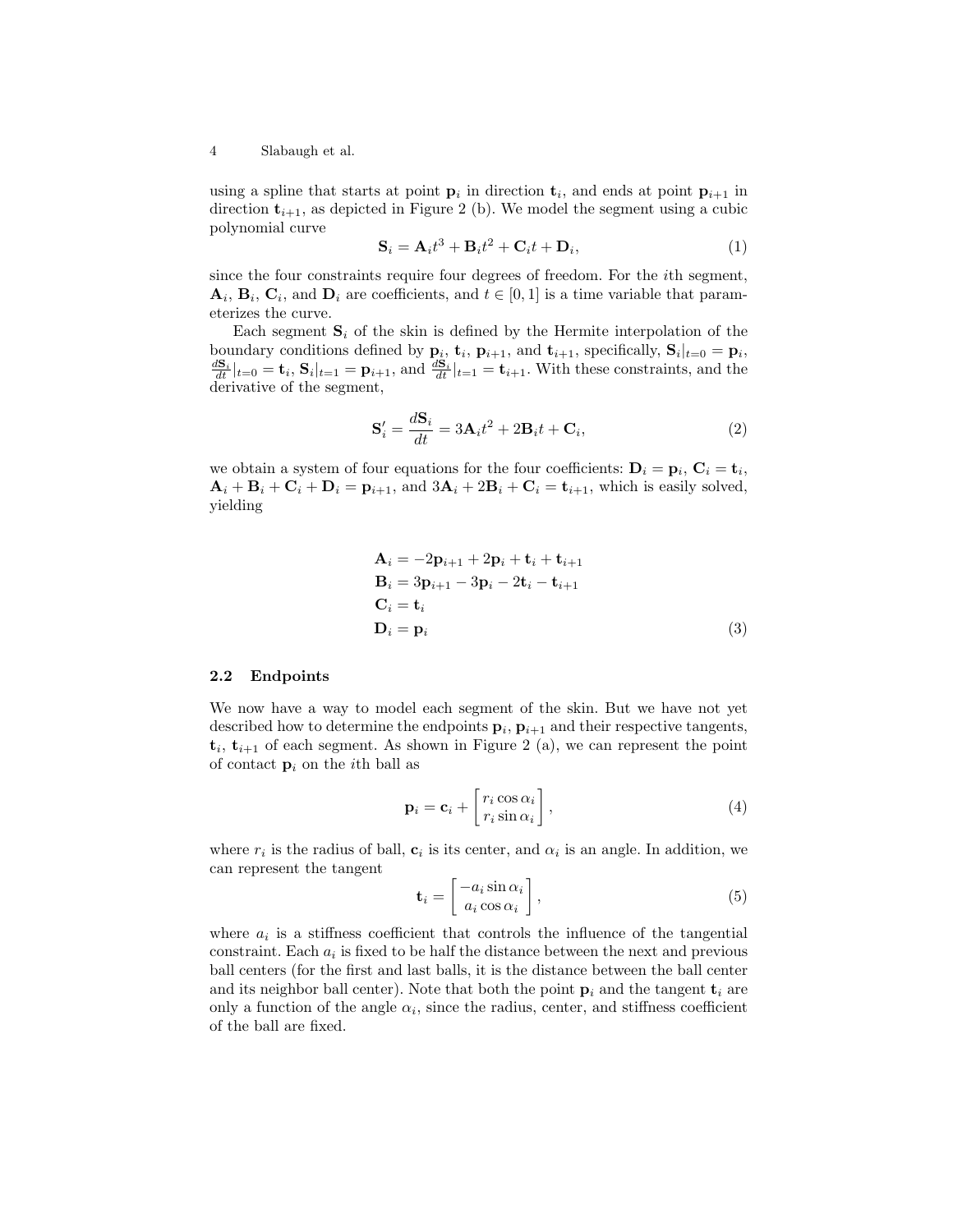using a spline that starts at point $\mathbf{p}_i$ in direction $\mathbf{t}_i$, and ends at point $\mathbf{p}_{i+1}$ in direction $\mathbf{t}_{i+1}$, as depicted in Figure 2 (b). We model the segment using a cubic polynomial curve

$$\mathbf{S}_i = \mathbf{A}_i t^3 + \mathbf{B}_i t^2 + \mathbf{C}_i t + \mathbf{D}_i, \tag{1}$$

since the four constraints require four degrees of freedom. For the $i$th segment, $\mathbf{A}_i$, $\mathbf{B}_i$, $\mathbf{C}_i$, and $\mathbf{D}_i$ are coefficients, and $t \in [0, 1]$ is a time variable that parameterizes the curve.

Each segment $\mathbf{S}_i$ of the skin is defined by the Hermite interpolation of the boundary conditions defined by $\mathbf{p}_i$, $\mathbf{t}_i$, $\mathbf{p}_{i+1}$, and $\mathbf{t}_{i+1}$, specifically, $\mathbf{S}_i|_{t=0} = \mathbf{p}_i$, $\frac{d\mathbf{S}_i}{dt}|_{t=0} = \mathbf{t}_i$, $\mathbf{S}_i|_{t=1} = \mathbf{p}_{i+1}$, and $\frac{d\mathbf{S}_i}{dt}|_{t=1} = \mathbf{t}_{i+1}$. With these constraints, and the derivative of the segment,

$$\mathbf{S}'_i = \frac{d\mathbf{S}_i}{dt} = 3\mathbf{A}_i t^2 + 2\mathbf{B}_i t + \mathbf{C}_i, \tag{2}$$

we obtain a system of four equations for the four coefficients: $\mathbf{D}_i = \mathbf{p}_i$, $\mathbf{C}_i = \mathbf{t}_i$, $\mathbf{A}_i + \mathbf{B}_i + \mathbf{C}_i + \mathbf{D}_i = \mathbf{p}_{i+1}$, and $3\mathbf{A}_i + 2\mathbf{B}_i + \mathbf{C}_i = \mathbf{t}_{i+1}$, which is easily solved, yielding

$$\begin{aligned}
\mathbf{A}_i &= -2\mathbf{p}_{i+1} + 2\mathbf{p}_i + \mathbf{t}_i + \mathbf{t}_{i+1} \\
\mathbf{B}_i &= 3\mathbf{p}_{i+1} - 3\mathbf{p}_i - 2\mathbf{t}_i - \mathbf{t}_{i+1} \\
\mathbf{C}_i &= \mathbf{t}_i \\
\mathbf{D}_i &= \mathbf{p}_i
\end{aligned} \tag{3}$$

### 2.2 Endpoints

We now have a way to model each segment of the skin. But we have not yet described how to determine the endpoints $\mathbf{p}_i$, $\mathbf{p}_{i+1}$ and their respective tangents, $\mathbf{t}_i$, $\mathbf{t}_{i+1}$ of each segment. As shown in Figure 2 (a), we can represent the point of contact $\mathbf{p}_i$ on the $i$th ball as

$$\mathbf{p}_i = \mathbf{c}_i + \begin{bmatrix} r_i \cos \alpha_i \\ r_i \sin \alpha_i \end{bmatrix}, \tag{4}$$

where $r_i$ is the radius of ball, $\mathbf{c}_i$ is its center, and $\alpha_i$ is an angle. In addition, we can represent the tangent

$$\mathbf{t}_i = \begin{bmatrix} -a_i \sin \alpha_i \\ a_i \cos \alpha_i \end{bmatrix}, \tag{5}$$

where $a_i$ is a stiffness coefficient that controls the influence of the tangential constraint. Each $a_i$ is fixed to be half the distance between the next and previous ball centers (for the first and last balls, it is the distance between the ball center and its neighbor ball center). Note that both the point $\mathbf{p}_i$ and the tangent $\mathbf{t}_i$ are only a function of the angle $\alpha_i$, since the radius, center, and stiffness coefficient of the ball are fixed.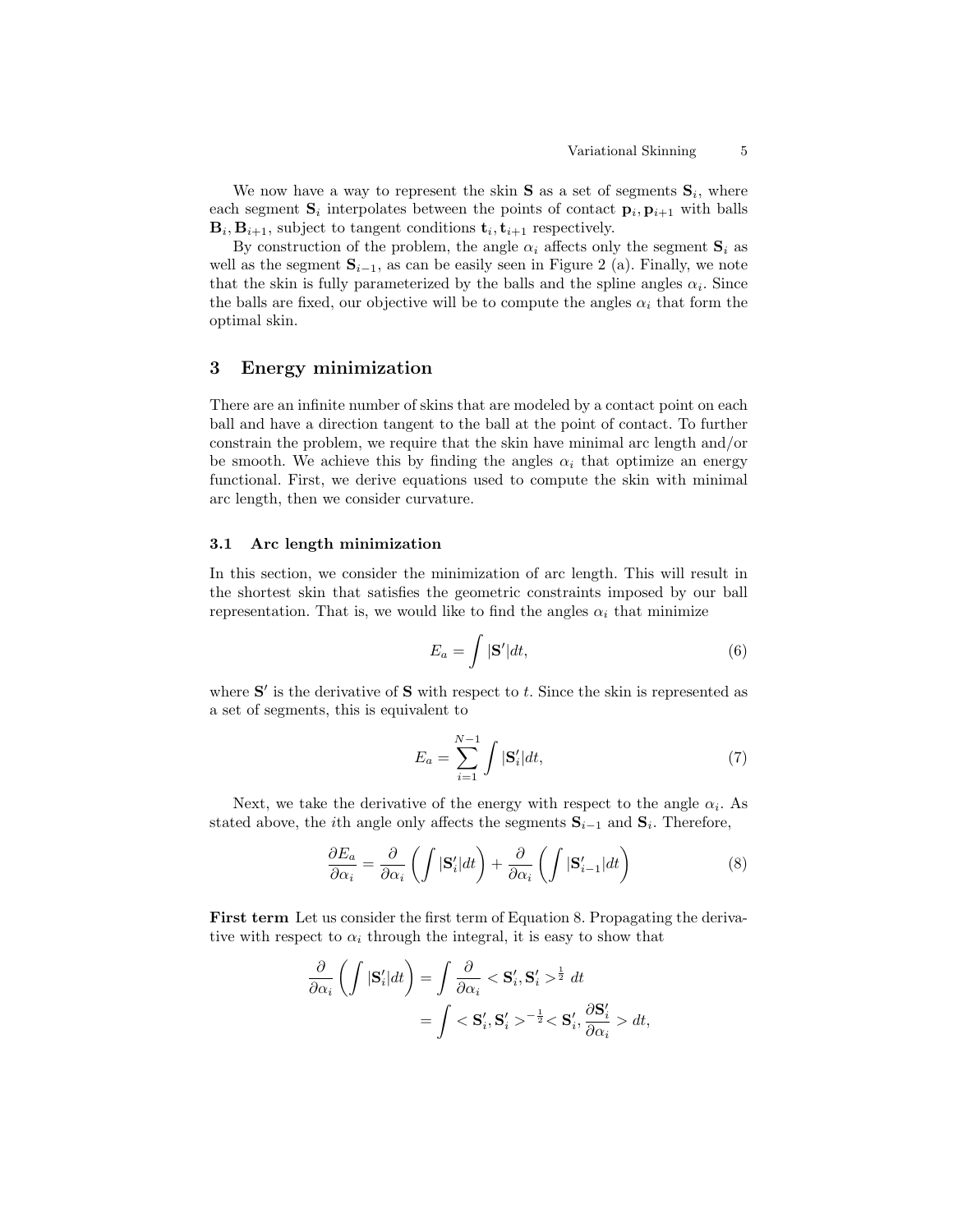We now have a way to represent the skin $\mathbf{S}$ as a set of segments $\mathbf{S}_i$, where each segment $\mathbf{S}_i$ interpolates between the points of contact $\mathbf{p}_i, \mathbf{p}_{i+1}$ with balls $\mathbf{B}_i, \mathbf{B}_{i+1}$, subject to tangent conditions $\mathbf{t}_i, \mathbf{t}_{i+1}$ respectively.

By construction of the problem, the angle $\alpha_i$ affects only the segment $\mathbf{S}_i$ as well as the segment $\mathbf{S}_{i-1}$, as can be easily seen in Figure 2 (a). Finally, we note that the skin is fully parameterized by the balls and the spline angles $\alpha_i$. Since the balls are fixed, our objective will be to compute the angles $\alpha_i$ that form the optimal skin.

## 3 Energy minimization

There are an infinite number of skins that are modeled by a contact point on each ball and have a direction tangent to the ball at the point of contact. To further constrain the problem, we require that the skin have minimal arc length and/or be smooth. We achieve this by finding the angles $\alpha_i$ that optimize an energy functional. First, we derive equations used to compute the skin with minimal arc length, then we consider curvature.

### 3.1 Arc length minimization

In this section, we consider the minimization of arc length. This will result in the shortest skin that satisfies the geometric constraints imposed by our ball representation. That is, we would like to find the angles $\alpha_i$ that minimize

$$E_a = \int |\mathbf{S}'| dt, \tag{6}$$

where $\mathbf{S}'$ is the derivative of $\mathbf{S}$ with respect to $t$. Since the skin is represented as a set of segments, this is equivalent to

$$E_a = \sum_{i=1}^{N-1} \int |\mathbf{S}_i'| dt, \tag{7}$$

Next, we take the derivative of the energy with respect to the angle $\alpha_i$. As stated above, the $i$th angle only affects the segments $\mathbf{S}_{i-1}$ and $\mathbf{S}_i$. Therefore,

$$\frac{\partial E_a}{\partial \alpha_i} = \frac{\partial}{\partial \alpha_i}\left(\int |\mathbf{S}_i'| dt\right) + \frac{\partial}{\partial \alpha_i}\left(\int |\mathbf{S}_{i-1}'| dt\right) \tag{8}$$

**First term** Let us consider the first term of Equation 8. Propagating the derivative with respect to $\alpha_i$ through the integral, it is easy to show that

$$\begin{aligned}
\frac{\partial}{\partial \alpha_i}\left(\int |\mathbf{S}_i'| dt\right) &= \int \frac{\partial}{\partial \alpha_i} < \mathbf{S}_i', \mathbf{S}_i' >^{\frac{1}{2}} dt \\
&= \int < \mathbf{S}_i', \mathbf{S}_i' >^{-\frac{1}{2}} < \mathbf{S}_i', \frac{\partial \mathbf{S}_i'}{\partial \alpha_i} > dt,
\end{aligned}$$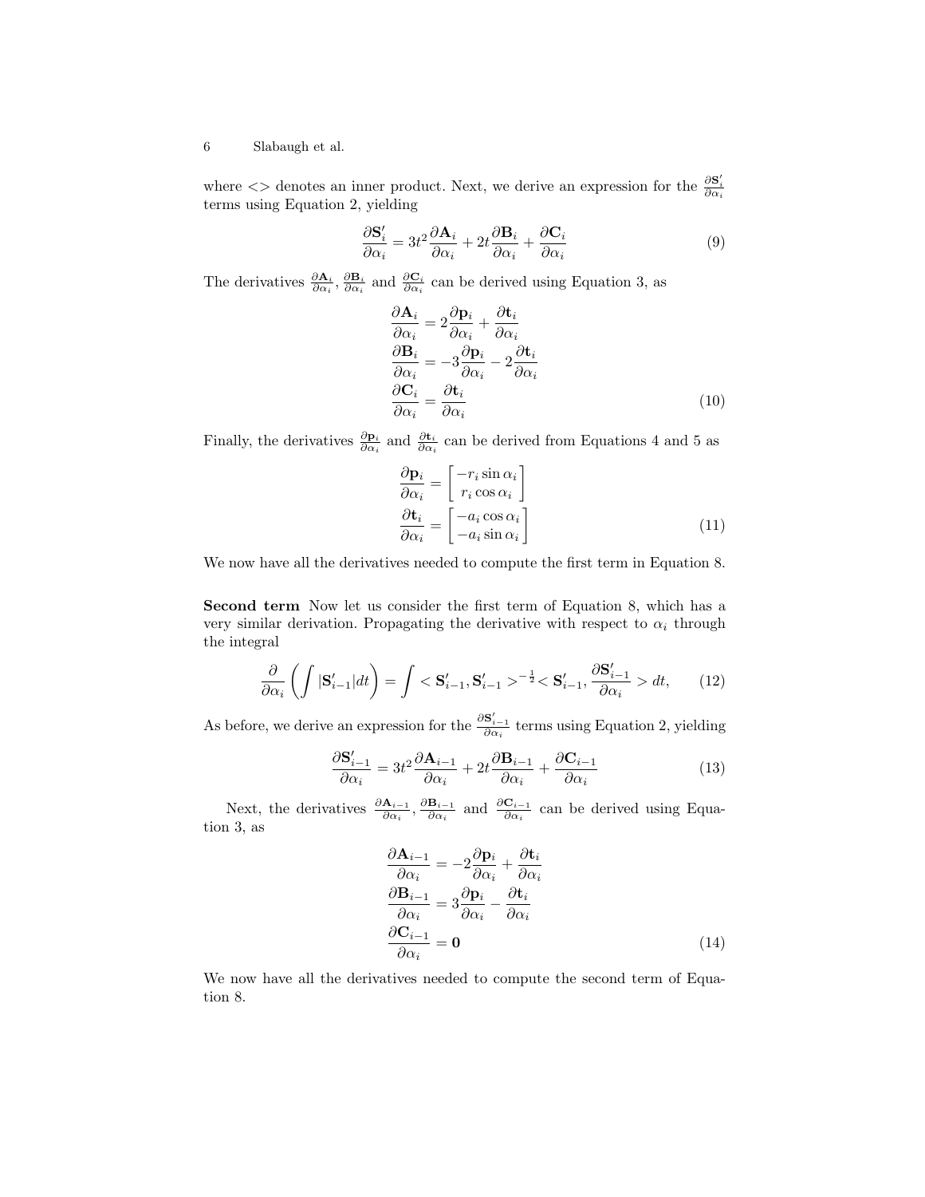where <> denotes an inner product. Next, we derive an expression for the $\frac{\partial \mathbf{S}'_i}{\partial \alpha_i}$ terms using Equation 2, yielding

$$\frac{\partial \mathbf{S}'_i}{\partial \alpha_i} = 3t^2 \frac{\partial \mathbf{A}_i}{\partial \alpha_i} + 2t \frac{\partial \mathbf{B}_i}{\partial \alpha_i} + \frac{\partial \mathbf{C}_i}{\partial \alpha_i} \tag{9}$$

The derivatives $\frac{\partial \mathbf{A}_i}{\partial \alpha_i}$, $\frac{\partial \mathbf{B}_i}{\partial \alpha_i}$ and $\frac{\partial \mathbf{C}_i}{\partial \alpha_i}$ can be derived using Equation 3, as

$$\begin{aligned}
\frac{\partial \mathbf{A}_i}{\partial \alpha_i} &= 2\frac{\partial \mathbf{p}_i}{\partial \alpha_i} + \frac{\partial \mathbf{t}_i}{\partial \alpha_i} \\
\frac{\partial \mathbf{B}_i}{\partial \alpha_i} &= -3\frac{\partial \mathbf{p}_i}{\partial \alpha_i} - 2\frac{\partial \mathbf{t}_i}{\partial \alpha_i} \\
\frac{\partial \mathbf{C}_i}{\partial \alpha_i} &= \frac{\partial \mathbf{t}_i}{\partial \alpha_i}
\end{aligned} \tag{10}$$

Finally, the derivatives $\frac{\partial \mathbf{p}_i}{\partial \alpha_i}$ and $\frac{\partial \mathbf{t}_i}{\partial \alpha_i}$ can be derived from Equations 4 and 5 as

$$\begin{aligned}
\frac{\partial \mathbf{p}_i}{\partial \alpha_i} &= \begin{bmatrix} -r_i \sin \alpha_i \\ r_i \cos \alpha_i \end{bmatrix} \\
\frac{\partial \mathbf{t}_i}{\partial \alpha_i} &= \begin{bmatrix} -a_i \cos \alpha_i \\ -a_i \sin \alpha_i \end{bmatrix}
\end{aligned} \tag{11}$$

We now have all the derivatives needed to compute the first term in Equation 8.

**Second term** Now let us consider the first term of Equation 8, which has a very similar derivation. Propagating the derivative with respect to $\alpha_i$ through the integral

$$\frac{\partial}{\partial \alpha_i} \left( \int |\mathbf{S}'_{i-1}| dt \right) = \int < \mathbf{S}'_{i-1}, \mathbf{S}'_{i-1} >^{-\frac{1}{2}} < \mathbf{S}'_{i-1}, \frac{\partial \mathbf{S}'_{i-1}}{\partial \alpha_i} > dt, \tag{12}$$

As before, we derive an expression for the $\frac{\partial \mathbf{S}'_{i-1}}{\partial \alpha_i}$ terms using Equation 2, yielding

$$\frac{\partial \mathbf{S}'_{i-1}}{\partial \alpha_i} = 3t^2 \frac{\partial \mathbf{A}_{i-1}}{\partial \alpha_i} + 2t \frac{\partial \mathbf{B}_{i-1}}{\partial \alpha_i} + \frac{\partial \mathbf{C}_{i-1}}{\partial \alpha_i} \tag{13}$$

Next, the derivatives $\frac{\partial \mathbf{A}_{i-1}}{\partial \alpha_i}$, $\frac{\partial \mathbf{B}_{i-1}}{\partial \alpha_i}$ and $\frac{\partial \mathbf{C}_{i-1}}{\partial \alpha_i}$ can be derived using Equation 3, as

$$\begin{aligned}
\frac{\partial \mathbf{A}_{i-1}}{\partial \alpha_i} &= -2\frac{\partial \mathbf{p}_i}{\partial \alpha_i} + \frac{\partial \mathbf{t}_i}{\partial \alpha_i} \\
\frac{\partial \mathbf{B}_{i-1}}{\partial \alpha_i} &= 3\frac{\partial \mathbf{p}_i}{\partial \alpha_i} - \frac{\partial \mathbf{t}_i}{\partial \alpha_i} \\
\frac{\partial \mathbf{C}_{i-1}}{\partial \alpha_i} &= \mathbf{0}
\end{aligned} \tag{14}$$

We now have all the derivatives needed to compute the second term of Equation 8.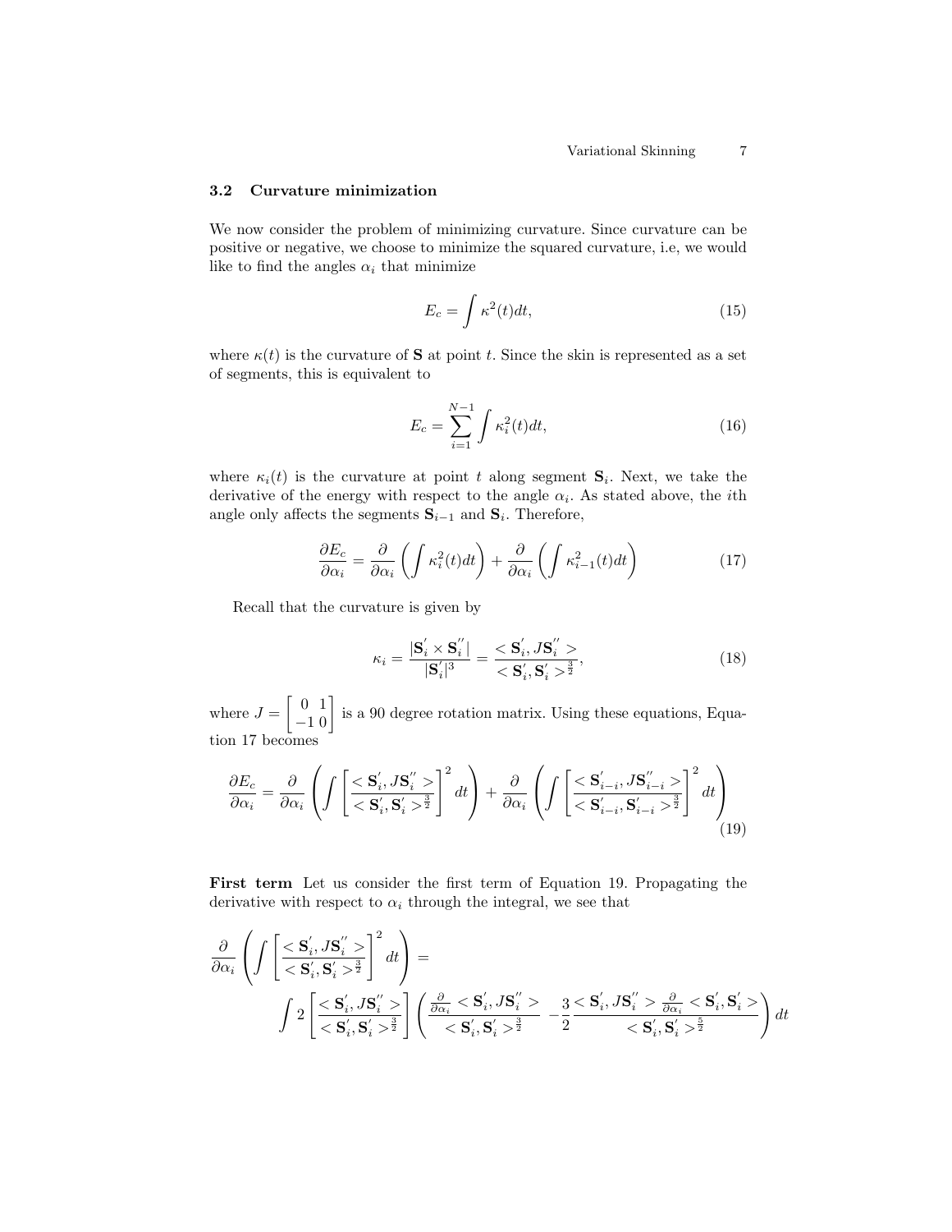### 3.2 Curvature minimization

We now consider the problem of minimizing curvature. Since curvature can be positive or negative, we choose to minimize the squared curvature, i.e, we would like to find the angles $\alpha_i$ that minimize

$$E_c = \int \kappa^2(t)dt, \tag{15}$$

where $\kappa(t)$ is the curvature of $\mathbf{S}$ at point $t$. Since the skin is represented as a set of segments, this is equivalent to

$$E_c = \sum_{i=1}^{N-1} \int \kappa_i^2(t)dt, \tag{16}$$

where $\kappa_i(t)$ is the curvature at point $t$ along segment $\mathbf{S}_i$. Next, we take the derivative of the energy with respect to the angle $\alpha_i$. As stated above, the $i$th angle only affects the segments $\mathbf{S}_{i-1}$ and $\mathbf{S}_i$. Therefore,

$$\frac{\partial E_c}{\partial \alpha_i} = \frac{\partial}{\partial \alpha_i}\left(\int \kappa_i^2(t)dt\right) + \frac{\partial}{\partial \alpha_i}\left(\int \kappa_{i-1}^2(t)dt\right) \tag{17}$$

Recall that the curvature is given by

$$\kappa_i = \frac{|\mathbf{S}_i^{'} \times \mathbf{S}_i^{''}|}{|\mathbf{S}_i^{'}|^3} = \frac{<\mathbf{S}_i^{'}, J\mathbf{S}_i^{''}>}{<\mathbf{S}_i^{'}, \mathbf{S}_i^{'}>^{\frac{3}{2}}}, \tag{18}$$

where $J = \begin{bmatrix} 0 & 1 \\ -1 & 0 \end{bmatrix}$ is a 90 degree rotation matrix. Using these equations, Equation 17 becomes

$$\frac{\partial E_c}{\partial \alpha_i} = \frac{\partial}{\partial \alpha_i}\left(\int \left[\frac{<\mathbf{S}_i^{'}, J\mathbf{S}_i^{''}>}{<\mathbf{S}_i^{'}, \mathbf{S}_i^{'}>^{\frac{3}{2}}}\right]^2 dt\right) + \frac{\partial}{\partial \alpha_i}\left(\int \left[\frac{<\mathbf{S}_{i-i}^{'}, J\mathbf{S}_{i-i}^{''}>}{<\mathbf{S}_{i-i}^{'}, \mathbf{S}_{i-i}^{'}>^{\frac{3}{2}}}\right]^2 dt\right) \tag{19}$$

**First term** Let us consider the first term of Equation 19. Propagating the derivative with respect to $\alpha_i$ through the integral, we see that

$$\frac{\partial}{\partial \alpha_i}\left(\int \left[\frac{<\mathbf{S}_i^{'}, J\mathbf{S}_i^{''}>}{<\mathbf{S}_i^{'}, \mathbf{S}_i^{'}>^{\frac{3}{2}}}\right]^2 dt\right) =$$
$$\int 2\left[\frac{<\mathbf{S}_i^{'}, J\mathbf{S}_i^{''}>}{<\mathbf{S}_i^{'}, \mathbf{S}_i^{'}>^{\frac{3}{2}}}\right]\left(\frac{\frac{\partial}{\partial \alpha_i}<\mathbf{S}_i^{'}, J\mathbf{S}_i^{''}>}{<\mathbf{S}_i^{'}, \mathbf{S}_i^{'}>^{\frac{3}{2}}} - \frac{3}{2}\frac{<\mathbf{S}_i^{'}, J\mathbf{S}_i^{''}>\frac{\partial}{\partial \alpha_i}<\mathbf{S}_i^{'}, \mathbf{S}_i^{'}>}{<\mathbf{S}_i^{'}, \mathbf{S}_i^{'}>^{\frac{5}{2}}}\right) dt$$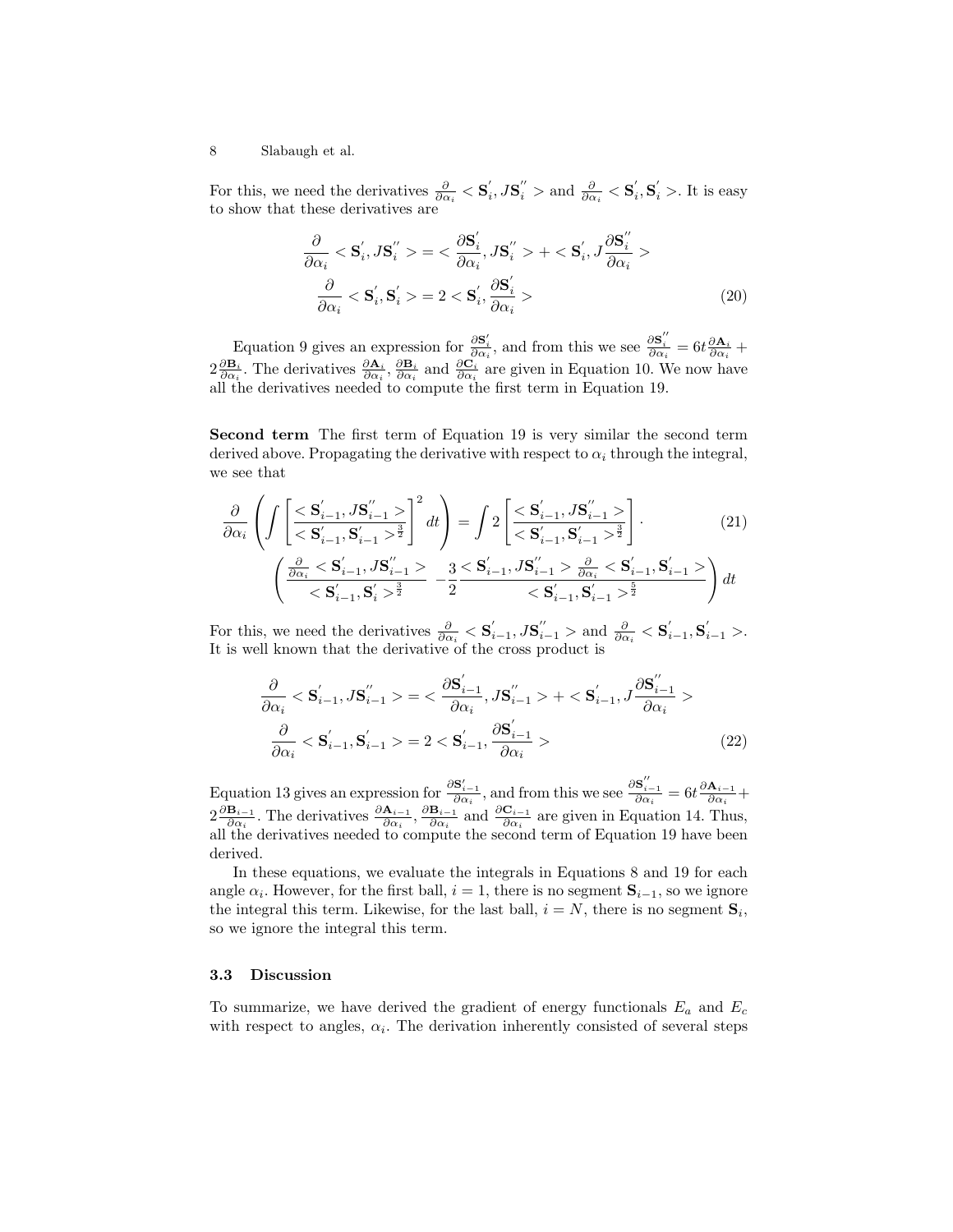For this, we need the derivatives $\frac{\partial}{\partial \alpha_i} < \mathbf{S}_i^{'}, J\mathbf{S}_i^{''} >$ and $\frac{\partial}{\partial \alpha_i} < \mathbf{S}_i^{'}, \mathbf{S}_i^{'} >$. It is easy to show that these derivatives are

$$
\begin{aligned}
\frac{\partial}{\partial \alpha_i} < \mathbf{S}_i^{'}, J\mathbf{S}_i^{''} > &= < \frac{\partial \mathbf{S}_i^{'}}{\partial \alpha_i}, J\mathbf{S}_i^{''} > + < \mathbf{S}_i^{'}, J\frac{\partial \mathbf{S}_i^{''}}{\partial \alpha_i} > \\
\frac{\partial}{\partial \alpha_i} < \mathbf{S}_i^{'}, \mathbf{S}_i^{'} > &= 2 < \mathbf{S}_i^{'}, \frac{\partial \mathbf{S}_i^{'}}{\partial \alpha_i} >
\end{aligned}
\tag{20}
$$

Equation 9 gives an expression for $\frac{\partial \mathbf{S}_i^{'}}{\partial \alpha_i}$, and from this we see $\frac{\partial \mathbf{S}_i^{''}}{\partial \alpha_i} = 6t\frac{\partial \mathbf{A}_i}{\partial \alpha_i} + 2\frac{\partial \mathbf{B}_i}{\partial \alpha_i}$. The derivatives $\frac{\partial \mathbf{A}_i}{\partial \alpha_i}$, $\frac{\partial \mathbf{B}_i}{\partial \alpha_i}$ and $\frac{\partial \mathbf{C}_i}{\partial \alpha_i}$ are given in Equation 10. We now have all the derivatives needed to compute the first term in Equation 19.

**Second term** The first term of Equation 19 is very similar the second term derived above. Propagating the derivative with respect to $\alpha_i$ through the integral, we see that

$$
\frac{\partial}{\partial \alpha_i} \left( \int \left[ \frac{< \mathbf{S}_{i-1}^{'}, J\mathbf{S}_{i-1}^{''} >}{< \mathbf{S}_{i-1}^{'}, \mathbf{S}_{i-1}^{'} >^{\frac{3}{2}}} \right]^2 dt \right) = \int 2 \left[ \frac{< \mathbf{S}_{i-1}^{'}, J\mathbf{S}_{i-1}^{''} >}{< \mathbf{S}_{i-1}^{'}, \mathbf{S}_{i-1}^{'} >^{\frac{3}{2}}} \right] \cdot
\left( \frac{\frac{\partial}{\partial \alpha_i} < \mathbf{S}_{i-1}^{'}, J\mathbf{S}_{i-1}^{''} >}{< \mathbf{S}_{i-1}^{'}, \mathbf{S}_i^{'} >^{\frac{3}{2}}} - \frac{3}{2} \frac{< \mathbf{S}_{i-1}^{'}, J\mathbf{S}_{i-1}^{''} > \frac{\partial}{\partial \alpha_i} < \mathbf{S}_{i-1}^{'}, \mathbf{S}_{i-1}^{'} >}{< \mathbf{S}_{i-1}^{'}, \mathbf{S}_{i-1}^{'} >^{\frac{5}{2}}} \right) dt
\tag{21}
$$

For this, we need the derivatives $\frac{\partial}{\partial \alpha_i} < \mathbf{S}_{i-1}^{'}, J\mathbf{S}_{i-1}^{''} >$ and $\frac{\partial}{\partial \alpha_i} < \mathbf{S}_{i-1}^{'}, \mathbf{S}_{i-1}^{'} >$. It is well known that the derivative of the cross product is

$$
\begin{aligned}
\frac{\partial}{\partial \alpha_i} < \mathbf{S}_{i-1}^{'}, J\mathbf{S}_{i-1}^{''} > &= < \frac{\partial \mathbf{S}_{i-1}^{'}}{\partial \alpha_i}, J\mathbf{S}_{i-1}^{''} > + < \mathbf{S}_{i-1}^{'}, J\frac{\partial \mathbf{S}_{i-1}^{''}}{\partial \alpha_i} > \\
\frac{\partial}{\partial \alpha_i} < \mathbf{S}_{i-1}^{'}, \mathbf{S}_{i-1}^{'} > &= 2 < \mathbf{S}_{i-1}^{'}, \frac{\partial \mathbf{S}_{i-1}^{'}}{\partial \alpha_i} >
\end{aligned}
\tag{22}
$$

Equation 13 gives an expression for $\frac{\partial \mathbf{S}_{i-1}^{'}}{\partial \alpha_i}$, and from this we see $\frac{\partial \mathbf{S}_{i-1}^{''}}{\partial \alpha_i} = 6t\frac{\partial \mathbf{A}_{i-1}}{\partial \alpha_i} + 2\frac{\partial \mathbf{B}_{i-1}}{\partial \alpha_i}$. The derivatives $\frac{\partial \mathbf{A}_{i-1}}{\partial \alpha_i}$, $\frac{\partial \mathbf{B}_{i-1}}{\partial \alpha_i}$ and $\frac{\partial \mathbf{C}_{i-1}}{\partial \alpha_i}$ are given in Equation 14. Thus, all the derivatives needed to compute the second term of Equation 19 have been derived.

In these equations, we evaluate the integrals in Equations 8 and 19 for each angle $\alpha_i$. However, for the first ball, $i = 1$, there is no segment $\mathbf{S}_{i-1}$, so we ignore the integral this term. Likewise, for the last ball, $i = N$, there is no segment $\mathbf{S}_i$, so we ignore the integral this term.

### 3.3 Discussion

To summarize, we have derived the gradient of energy functionals $E_a$ and $E_c$ with respect to angles, $\alpha_i$. The derivation inherently consisted of several steps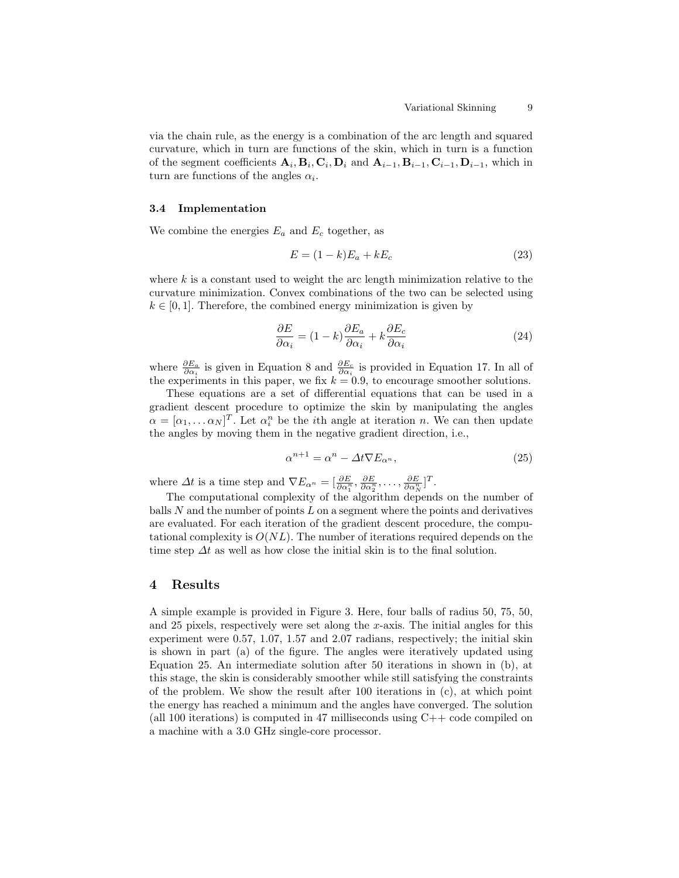via the chain rule, as the energy is a combination of the arc length and squared curvature, which in turn are functions of the skin, which in turn is a function of the segment coefficients $\mathbf{A}_i, \mathbf{B}_i, \mathbf{C}_i, \mathbf{D}_i$ and $\mathbf{A}_{i-1}, \mathbf{B}_{i-1}, \mathbf{C}_{i-1}, \mathbf{D}_{i-1}$, which in turn are functions of the angles $\alpha_i$.

### 3.4 Implementation

We combine the energies $E_a$ and $E_c$ together, as

$$E = (1-k)E_a + kE_c \tag{23}$$

where $k$ is a constant used to weight the arc length minimization relative to the curvature minimization. Convex combinations of the two can be selected using $k \in [0, 1]$. Therefore, the combined energy minimization is given by

$$\frac{\partial E}{\partial \alpha_i} = (1-k)\frac{\partial E_a}{\partial \alpha_i} + k\frac{\partial E_c}{\partial \alpha_i} \tag{24}$$

where $\frac{\partial E_a}{\partial \alpha_i}$ is given in Equation 8 and $\frac{\partial E_c}{\partial \alpha_i}$ is provided in Equation 17. In all of the experiments in this paper, we fix $k = 0.9$, to encourage smoother solutions.

These equations are a set of differential equations that can be used in a gradient descent procedure to optimize the skin by manipulating the angles $\alpha = [\alpha_1, \ldots \alpha_N]^T$. Let $\alpha_i^n$ be the $i$th angle at iteration $n$. We can then update the angles by moving them in the negative gradient direction, i.e.,

$$\alpha^{n+1} = \alpha^n - \Delta t \nabla E_{\alpha^n}, \tag{25}$$

where $\Delta t$ is a time step and $\nabla E_{\alpha^n} = [\frac{\partial E}{\partial \alpha_1^n}, \frac{\partial E}{\partial \alpha_2^n}, \ldots, \frac{\partial E}{\partial \alpha_N^n}]^T$.

The computational complexity of the algorithm depends on the number of balls $N$ and the number of points $L$ on a segment where the points and derivatives are evaluated. For each iteration of the gradient descent procedure, the computational complexity is $O(NL)$. The number of iterations required depends on the time step $\Delta t$ as well as how close the initial skin is to the final solution.

## 4 Results

A simple example is provided in Figure 3. Here, four balls of radius 50, 75, 50, and 25 pixels, respectively were set along the $x$-axis. The initial angles for this experiment were 0.57, 1.07, 1.57 and 2.07 radians, respectively; the initial skin is shown in part (a) of the figure. The angles were iteratively updated using Equation 25. An intermediate solution after 50 iterations in shown in (b), at this stage, the skin is considerably smoother while still satisfying the constraints of the problem. We show the result after 100 iterations in (c), at which point the energy has reached a minimum and the angles have converged. The solution (all 100 iterations) is computed in 47 milliseconds using C++ code compiled on a machine with a 3.0 GHz single-core processor.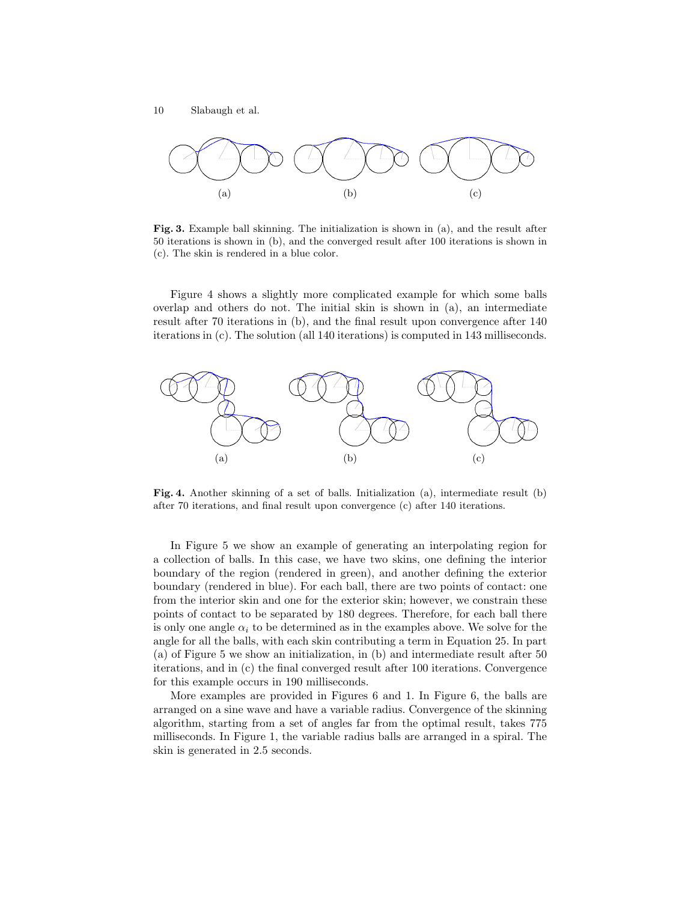**Fig. 3.** Example ball skinning. The initialization is shown in (a), and the result after 50 iterations is shown in (b), and the converged result after 100 iterations is shown in (c). The skin is rendered in a blue color.

Figure 4 shows a slightly more complicated example for which some balls overlap and others do not. The initial skin is shown in (a), an intermediate result after 70 iterations in (b), and the final result upon convergence after 140 iterations in (c). The solution (all 140 iterations) is computed in 143 milliseconds.

**Fig. 4.** Another skinning of a set of balls. Initialization (a), intermediate result (b) after 70 iterations, and final result upon convergence (c) after 140 iterations.

In Figure 5 we show an example of generating an interpolating region for a collection of balls. In this case, we have two skins, one defining the interior boundary of the region (rendered in green), and another defining the exterior boundary (rendered in blue). For each ball, there are two points of contact: one from the interior skin and one for the exterior skin; however, we constrain these points of contact to be separated by 180 degrees. Therefore, for each ball there is only one angle $\alpha_i$ to be determined as in the examples above. We solve for the angle for all the balls, with each skin contributing a term in Equation 25. In part (a) of Figure 5 we show an initialization, in (b) and intermediate result after 50 iterations, and in (c) the final converged result after 100 iterations. Convergence for this example occurs in 190 milliseconds.

More examples are provided in Figures 6 and 1. In Figure 6, the balls are arranged on a sine wave and have a variable radius. Convergence of the skinning algorithm, starting from a set of angles far from the optimal result, takes 775 milliseconds. In Figure 1, the variable radius balls are arranged in a spiral. The skin is generated in 2.5 seconds.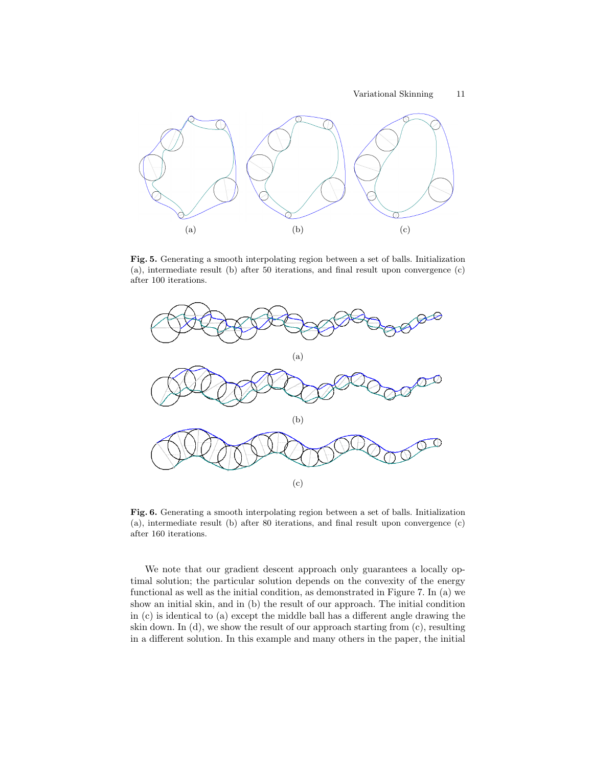(a) (b) (c)

**Fig. 5.** Generating a smooth interpolating region between a set of balls. Initialization (a), intermediate result (b) after 50 iterations, and final result upon convergence (c) after 100 iterations.

(a)

(b)

(c)

**Fig. 6.** Generating a smooth interpolating region between a set of balls. Initialization (a), intermediate result (b) after 80 iterations, and final result upon convergence (c) after 160 iterations.

We note that our gradient descent approach only guarantees a locally optimal solution; the particular solution depends on the convexity of the energy functional as well as the initial condition, as demonstrated in Figure 7. In (a) we show an initial skin, and in (b) the result of our approach. The initial condition in (c) is identical to (a) except the middle ball has a different angle drawing the skin down. In (d), we show the result of our approach starting from (c), resulting in a different solution. In this example and many others in the paper, the initial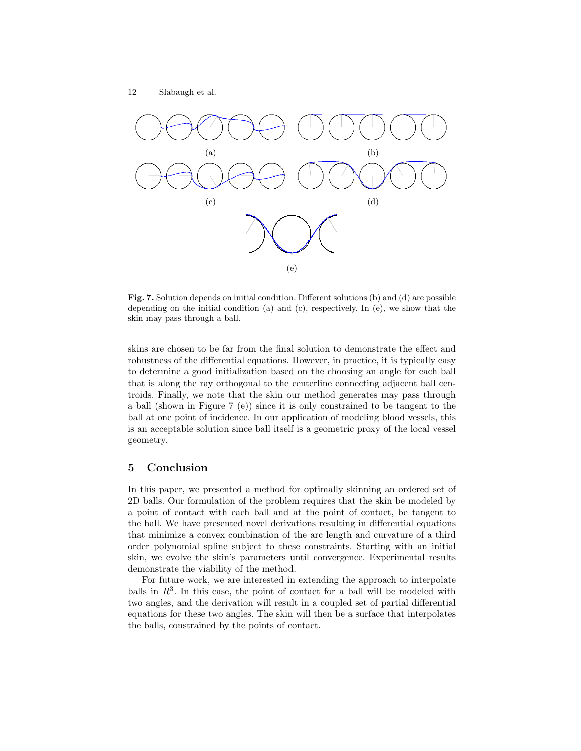(a) (b)

(c) (d)

(e)

**Fig. 7.** Solution depends on initial condition. Different solutions (b) and (d) are possible depending on the initial condition (a) and (c), respectively. In (e), we show that the skin may pass through a ball.

skins are chosen to be far from the final solution to demonstrate the effect and robustness of the differential equations. However, in practice, it is typically easy to determine a good initialization based on the choosing an angle for each ball that is along the ray orthogonal to the centerline connecting adjacent ball centroids. Finally, we note that the skin our method generates may pass through a ball (shown in Figure 7 (e)) since it is only constrained to be tangent to the ball at one point of incidence. In our application of modeling blood vessels, this is an acceptable solution since ball itself is a geometric proxy of the local vessel geometry.

## 5 Conclusion

In this paper, we presented a method for optimally skinning an ordered set of 2D balls. Our formulation of the problem requires that the skin be modeled by a point of contact with each ball and at the point of contact, be tangent to the ball. We have presented novel derivations resulting in differential equations that minimize a convex combination of the arc length and curvature of a third order polynomial spline subject to these constraints. Starting with an initial skin, we evolve the skin's parameters until convergence. Experimental results demonstrate the viability of the method.

For future work, we are interested in extending the approach to interpolate balls in $R^3$. In this case, the point of contact for a ball will be modeled with two angles, and the derivation will result in a coupled set of partial differential equations for these two angles. The skin will then be a surface that interpolates the balls, constrained by the points of contact.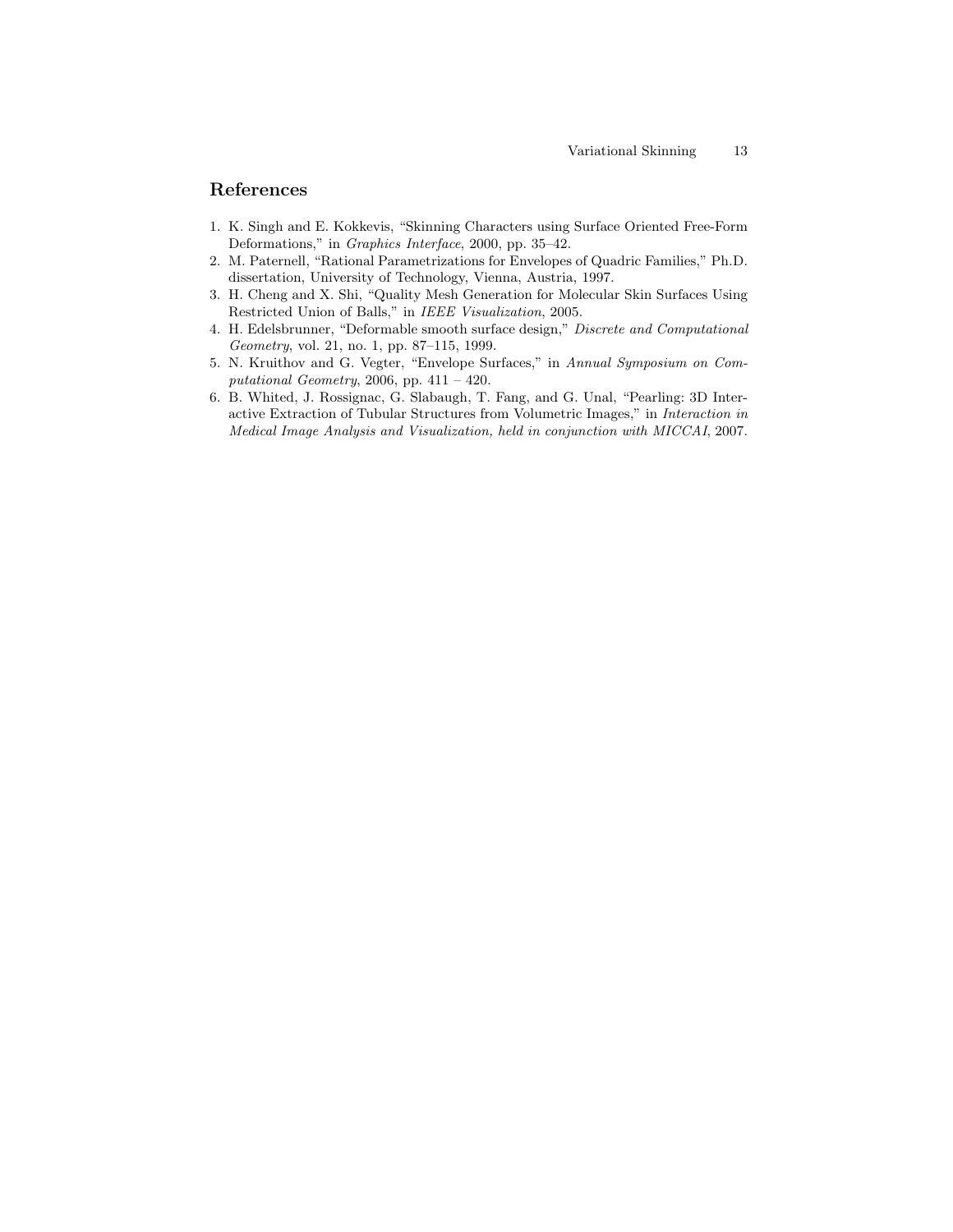## References

1. K. Singh and E. Kokkevis, "Skinning Characters using Surface Oriented Free-Form Deformations," in *Graphics Interface*, 2000, pp. 35–42.
2. M. Paternell, "Rational Parametrizations for Envelopes of Quadric Families," Ph.D. dissertation, University of Technology, Vienna, Austria, 1997.
3. H. Cheng and X. Shi, "Quality Mesh Generation for Molecular Skin Surfaces Using Restricted Union of Balls," in *IEEE Visualization*, 2005.
4. H. Edelsbrunner, "Deformable smooth surface design," *Discrete and Computational Geometry*, vol. 21, no. 1, pp. 87–115, 1999.
5. N. Kruithov and G. Vegter, "Envelope Surfaces," in *Annual Symposium on Computational Geometry*, 2006, pp. 411 – 420.
6. B. Whited, J. Rossignac, G. Slabaugh, T. Fang, and G. Unal, "Pearling: 3D Interactive Extraction of Tubular Structures from Volumetric Images," in *Interaction in Medical Image Analysis and Visualization, held in conjunction with MICCAI*, 2007.